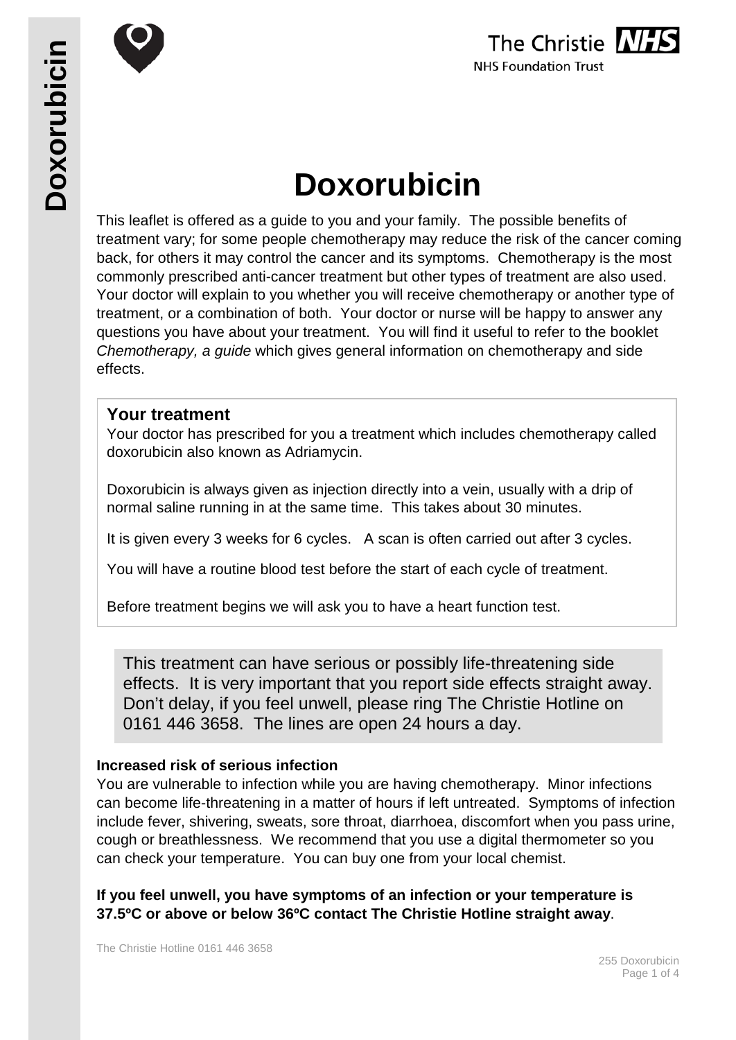# Doxorubicin

This leaflet is offered as a guide to you and your family. The possible benefits of treatment vary; for some people chemotherapy may reduce the risk of the cancer coming back, for others it may control the cancer and its symptoms. Chemotherapy is the most commonly prescribed anti-cancer treatment but other types of treatment are also used. Your doctor will explain to you whether you will receive chemotherapy or another type of treatment, or a combination of both. Your doctor or nurse will be happy to answer any questions you have about your treatment. You will find it useful to refer to the booklet *Chemotherapy, a guide* which gives general information on chemotherapy and side effects.

## Your treatment

Your doctor has prescribed for you a treatment which includes chemotherapy called doxorubicin also known as Adriamycin.

Doxorubicin is always given as injection directly into a vein, usually with a drip of normal saline running in at the same time. This takes about 30 minutes.

It is given every 3 weeks for 6 cycles. A scan is often carried out after 3 cycles.

You will have a routine blood test before the start of each cycle of treatment.

Before treatment begins we will ask you to have a heart function test.

This treatment can have serious or possibly life-threatening side effects. It is very important that you report side effects straight away. Don't delay, if you feel unwell, please ring The Christie Hotline on 0161 446 3658. The lines are open 24 hours a day.

**Increased risk of serious infection**

You are vulnerable to infection while you are having chemotherapy. Minor infections can become life-threatening in a matter of hours if left untreated. Symptoms of infection include fever, shivering, sweats, sore throat, diarrhoea, discomfort when you pass urine, cough or breathlessness. We recommend that you use a digital thermometer so you can check your temperature. You can buy one from your local chemist.

**If you feel unwell, you have symptoms of an infection or your temperature is 37.5ºC or above or below 36ºC contact The Christie Hotline straight away**.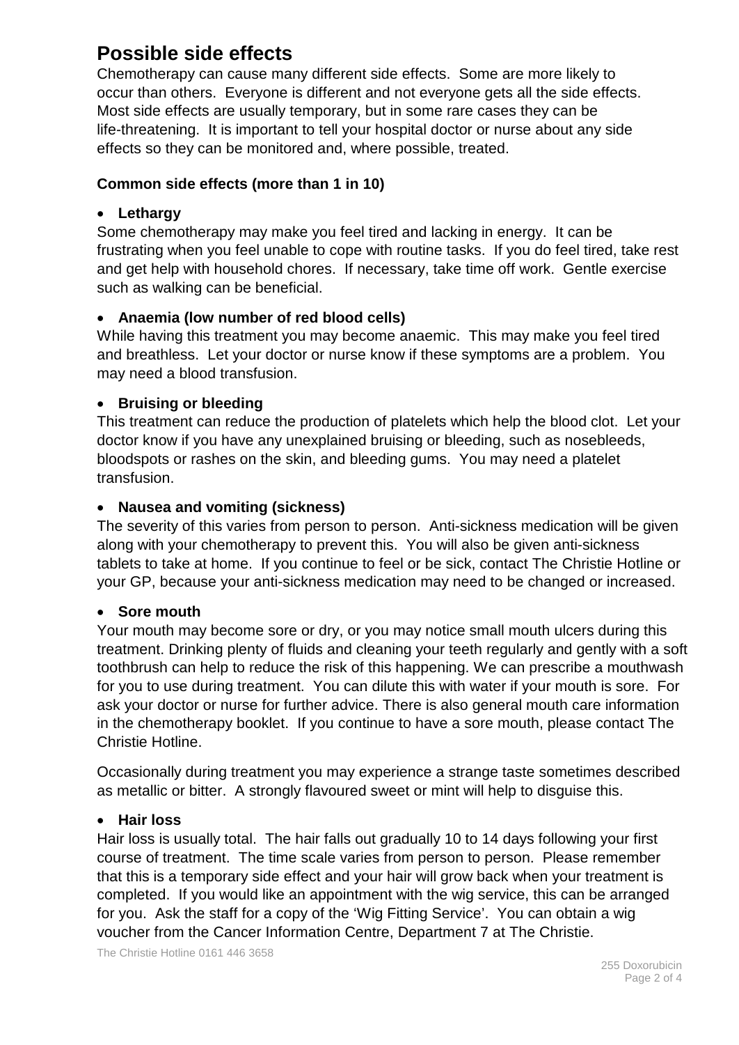# Possible side effects

Chemotherapy can cause many different side effects. Some are more likely to occur than others. Everyone is different and not everyone gets all the side effects. Most side effects are usually temporary, but in some rare cases they can be life-threatening. It is important to tell your hospital doctor or nurse about any side effects so they can be monitored and, where possible, treated.

### Common side effects (more than 1 in 10)

- **Lethargy**

Some chemotherapy may make you feel tired and lacking in energy. It can be frustrating when you feel unable to cope with routine tasks. If you do feel tired, take rest and get help with household chores. If necessary, take time off work. Gentle exercise such as walking can be beneficial.

- **Anaemia (low number of red blood cells)**

While having this treatment you may become anaemic. This may make you feel tired and breathless. Let your doctor or nurse know if these symptoms are a problem. You may need a blood transfusion.

- **Bruising or bleeding**

This treatment can reduce the production of platelets which help the blood clot. Let your doctor know if you have any unexplained bruising or bleeding, such as nosebleeds, bloodspots or rashes on the skin, and bleeding gums. You may need a platelet transfusion.

- **Nausea and vomiting (sickness)**

The severity of this varies from person to person. Anti-sickness medication will be given along with your chemotherapy to prevent this. You will also be given anti-sickness tablets to take at home. If you continue to feel or be sick, contact The Christie Hotline or your GP, because your anti-sickness medication may need to be changed or increased.

- **Sore mouth**

Your mouth may become sore or dry, or you may notice small mouth ulcers during this treatment. Drinking plenty of fluids and cleaning your teeth regularly and gently with a soft toothbrush can help to reduce the risk of this happening. We can prescribe a mouthwash for you to use during treatment. You can dilute this with water if your mouth is sore. For ask your doctor or nurse for further advice. There is also general mouth care information in the chemotherapy booklet. If you continue to have a sore mouth, please contact The Christie Hotline.

Occasionally during treatment you may experience a strange taste sometimes described as metallic or bitter. A strongly flavoured sweet or mint will help to disguise this.

- **Hair loss**

Hair loss is usually total. The hair falls out gradually 10 to 14 days following your first course of treatment. The time scale varies from person to person. Please remember that this is a temporary side effect and your hair will grow back when your treatment is completed. If you would like an appointment with the wig service, this can be arranged for you. Ask the staff for a copy of the 'Wig Fitting Service'. You can obtain a wig voucher from the Cancer Information Centre, Department 7 at The Christie.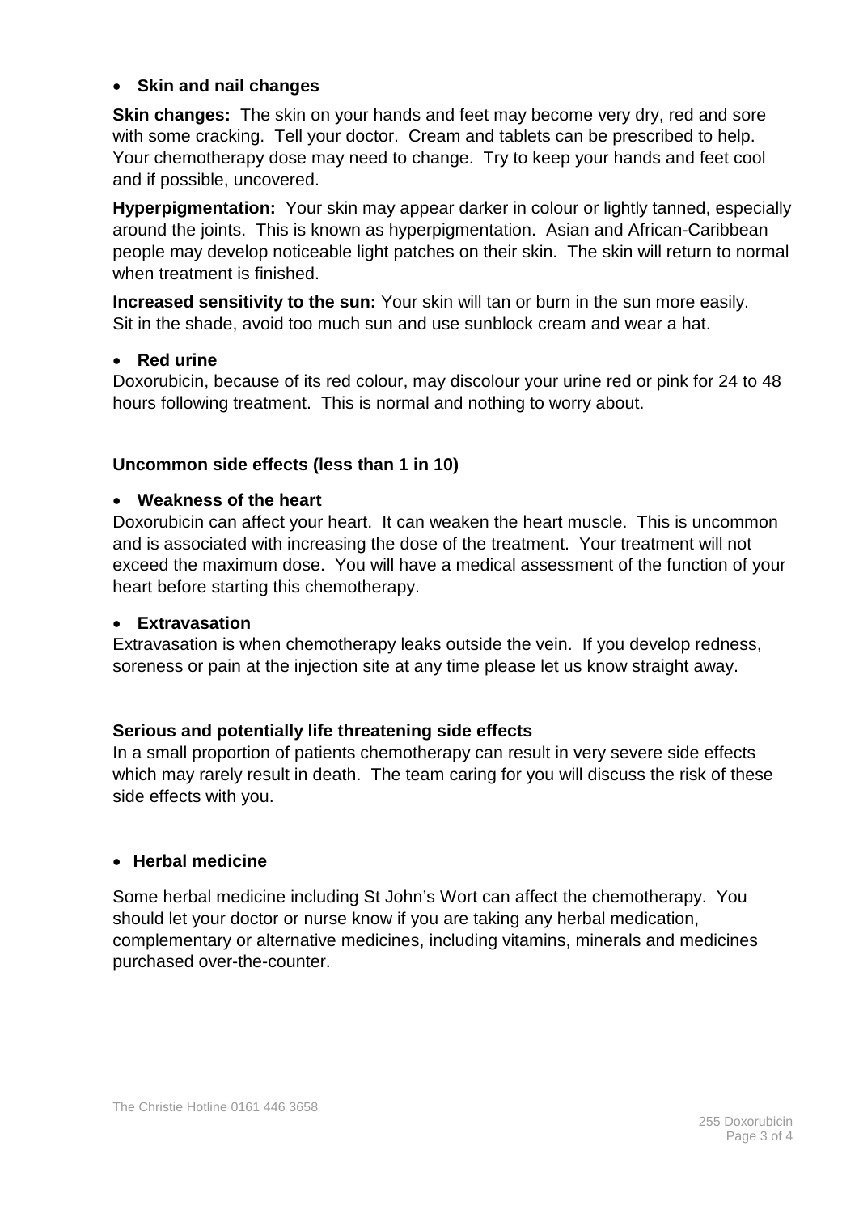- **Skin and nail changes**

**Skin changes:** The skin on your hands and feet may become very dry, red and sore with some cracking. Tell your doctor. Cream and tablets can be prescribed to help. Your chemotherapy dose may need to change. Try to keep your hands and feet cool and if possible, uncovered.

**Hyperpigmentation:** Your skin may appear darker in colour or lightly tanned, especially around the joints. This is known as hyperpigmentation. Asian and African-Caribbean people may develop noticeable light patches on their skin. The skin will return to normal when treatment is finished.

**Increased sensitivity to the sun:** Your skin will tan or burn in the sun more easily. Sit in the shade, avoid too much sun and use sunblock cream and wear a hat.

- **Red urine**

Doxorubicin, because of its red colour, may discolour your urine red or pink for 24 to 48 hours following treatment. This is normal and nothing to worry about.

**Uncommon side effects (less than 1 in 10)**

- **Weakness of the heart**

Doxorubicin can affect your heart. It can weaken the heart muscle. This is uncommon and is associated with increasing the dose of the treatment. Your treatment will not exceed the maximum dose. You will have a medical assessment of the function of your heart before starting this chemotherapy.

- **Extravasation**

Extravasation is when chemotherapy leaks outside the vein. If you develop redness, soreness or pain at the injection site at any time please let us know straight away.

**Serious and potentially life threatening side effects**

In a small proportion of patients chemotherapy can result in very severe side effects which may rarely result in death. The team caring for you will discuss the risk of these side effects with you.

- **Herbal medicine**

Some herbal medicine including St John's Wort can affect the chemotherapy. You should let your doctor or nurse know if you are taking any herbal medication, complementary or alternative medicines, including vitamins, minerals and medicines purchased over-the-counter.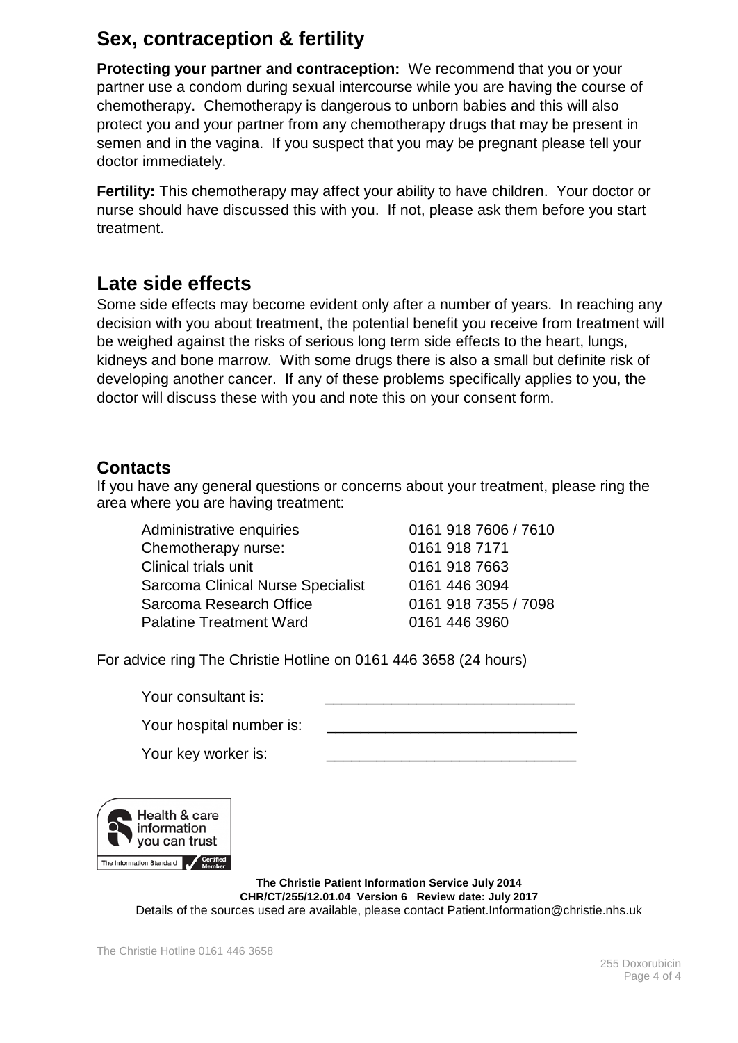## Sex, contraception & fertility

**Protecting your partner and contraception:** We recommend that you or your partner use a condom during sexual intercourse while you are having the course of chemotherapy. Chemotherapy is dangerous to unborn babies and this will also protect you and your partner from any chemotherapy drugs that may be present in semen and in the vagina. If you suspect that you may be pregnant please tell your doctor immediately.

**Fertility:** This chemotherapy may affect your ability to have children. Your doctor or nurse should have discussed this with you. If not, please ask them before you start treatment.

## Late side effects

Some side effects may become evident only after a number of years. In reaching any decision with you about treatment, the potential benefit you receive from treatment will be weighed against the risks of serious long term side effects to the heart, lungs, kidneys and bone marrow. With some drugs there is also a small but definite risk of developing another cancer. If any of these problems specifically applies to you, the doctor will discuss these with you and note this on your consent form.

### Contacts

If you have any general questions or concerns about your treatment, please ring the area where you are having treatment:

| | |
|---|---|
| Administrative enquiries | 0161 918 7606 / 7610 |
| Chemotherapy nurse: | 0161 918 7171 |
| Clinical trials unit | 0161 918 7663 |
| Sarcoma Clinical Nurse Specialist | 0161 446 3094 |
| Sarcoma Research Office | 0161 918 7355 / 7098 |
| Palatine Treatment Ward | 0161 446 3960 |

For advice ring The Christie Hotline on 0161 446 3658 (24 hours)

Your consultant is: ______________________________

Your hospital number is: ______________________________

Your key worker is: ______________________________

Health & care information you can trust

The Information Standard Certified Member

**The Christie Patient Information Service July 2014**
**CHR/CT/255/12.01.04 Version 6 Review date: July 2017**
Details of the sources used are available, please contact Patient.Information@christie.nhs.uk